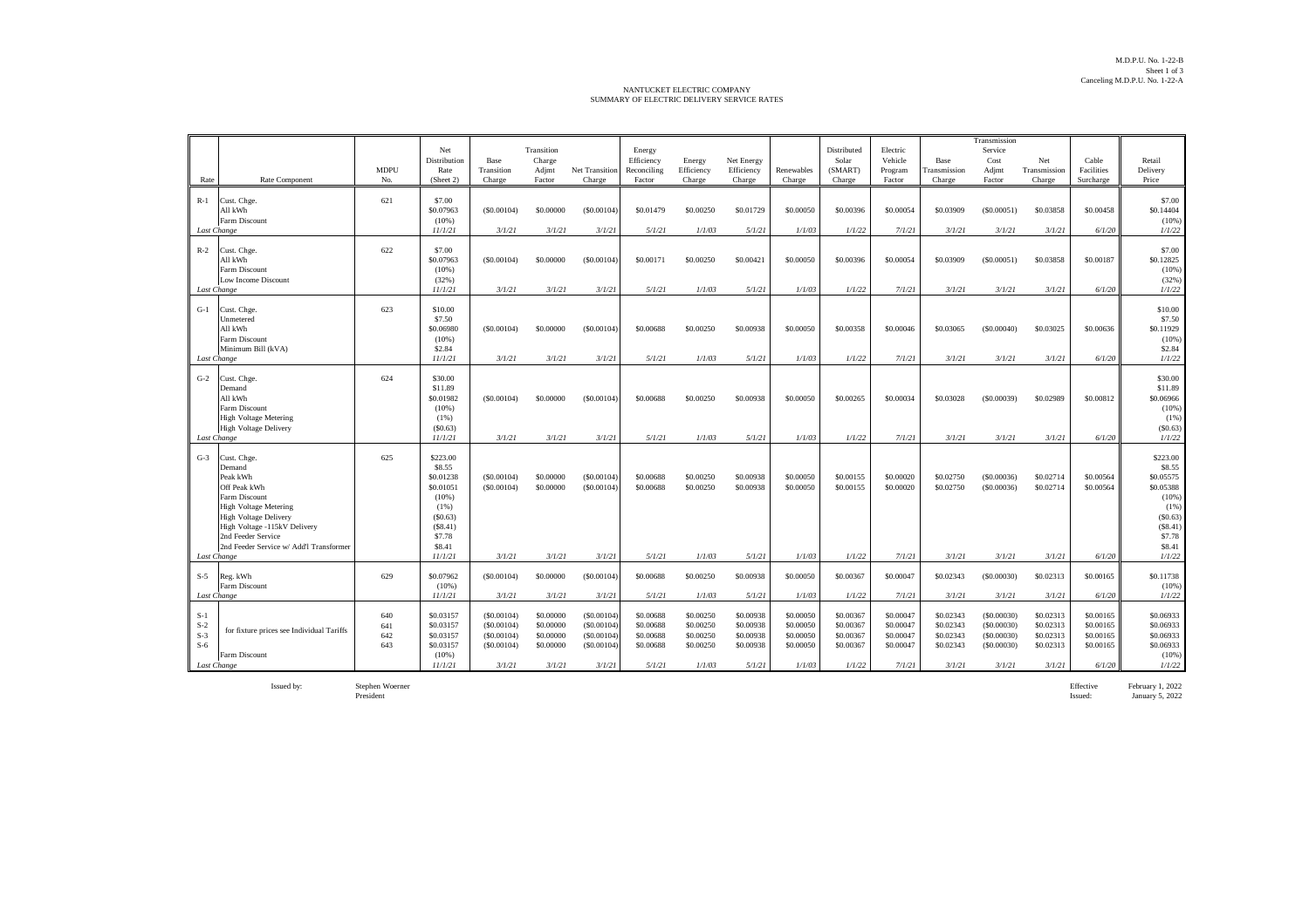M.D.P.U. No. 1-22-B
Sheet 1 of 3
Canceling M.D.P.U. No. 1-22-A

NANTUCKET ELECTRIC COMPANY
SUMMARY OF ELECTRIC DELIVERY SERVICE RATES

| Rate | Rate Component | MDPU No. | Net Distribution Rate (Sheet 2) | Base Transition Charge | Transition Charge Adjmt Factor | Net Transition Charge | Energy Efficiency Reconciling Factor | Energy Efficiency Charge | Net Energy Efficiency Charge | Renewables Charge | Distributed Solar (SMART) Charge | Electric Vehicle Program Factor | Base Transmission Charge | Transmission Service Cost Adjmt Factor | Net Transmission Charge | Cable Facilities Surcharge | Retail Delivery Price |
|---|---|---|---|---|---|---|---|---|---|---|---|---|---|---|---|---|---|
| R-1 | Cust. Chge. | 621 | $7.00 | | | | | | | | | | | | | | $7.00 |
| | All kWh | | $0.07963 | ($0.00104) | $0.00000 | ($0.00104) | $0.01479 | $0.00250 | $0.01729 | $0.00050 | $0.00396 | $0.00054 | $0.03909 | ($0.00051) | $0.03858 | $0.00458 | $0.14404 |
| | Farm Discount | | (10%) | | | | | | | | | | | | | | (10%) |
| *Last Change* | | | *11/1/21* | *3/1/21* | *3/1/21* | *3/1/21* | *5/1/21* | *1/1/03* | *5/1/21* | *1/1/03* | *1/1/22* | *7/1/21* | *3/1/21* | *3/1/21* | *3/1/21* | *6/1/20* | *1/1/22* |
| R-2 | Cust. Chge. | 622 | $7.00 | | | | | | | | | | | | | | $7.00 |
| | All kWh | | $0.07963 | ($0.00104) | $0.00000 | ($0.00104) | $0.00171 | $0.00250 | $0.00421 | $0.00050 | $0.00396 | $0.00054 | $0.03909 | ($0.00051) | $0.03858 | $0.00187 | $0.12825 |
| | Farm Discount | | (10%) | | | | | | | | | | | | | | (10%) |
| | Low Income Discount | | (32%) | | | | | | | | | | | | | | (32%) |
| *Last Change* | | | *11/1/21* | *3/1/21* | *3/1/21* | *3/1/21* | *5/1/21* | *1/1/03* | *5/1/21* | *1/1/03* | *1/1/22* | *7/1/21* | *3/1/21* | *3/1/21* | *3/1/21* | *6/1/20* | *1/1/22* |
| G-1 | Cust. Chge. | 623 | $10.00 | | | | | | | | | | | | | | $10.00 |
| | Unmetered | | $7.50 | | | | | | | | | | | | | | $7.50 |
| | All kWh | | $0.06980 | ($0.00104) | $0.00000 | ($0.00104) | $0.00688 | $0.00250 | $0.00938 | $0.00050 | $0.00358 | $0.00046 | $0.03065 | ($0.00040) | $0.03025 | $0.00636 | $0.11929 |
| | Farm Discount | | (10%) | | | | | | | | | | | | | | (10%) |
| | Minimum Bill (kVA) | | $2.84 | | | | | | | | | | | | | | $2.84 |
| *Last Change* | | | *11/1/21* | *3/1/21* | *3/1/21* | *3/1/21* | *5/1/21* | *1/1/03* | *5/1/21* | *1/1/03* | *1/1/22* | *7/1/21* | *3/1/21* | *3/1/21* | *3/1/21* | *6/1/20* | *1/1/22* |
| G-2 | Cust. Chge. | 624 | $30.00 | | | | | | | | | | | | | | $30.00 |
| | Demand | | $11.89 | | | | | | | | | | | | | | $11.89 |
| | All kWh | | $0.01982 | ($0.00104) | $0.00000 | ($0.00104) | $0.00688 | $0.00250 | $0.00938 | $0.00050 | $0.00265 | $0.00034 | $0.03028 | ($0.00039) | $0.02989 | $0.00812 | $0.06966 |
| | Farm Discount | | (10%) | | | | | | | | | | | | | | (10%) |
| | High Voltage Metering | | (1%) | | | | | | | | | | | | | | (1%) |
| | High Voltage Delivery | | ($0.63) | | | | | | | | | | | | | | ($0.63) |
| *Last Change* | | | *11/1/21* | *3/1/21* | *3/1/21* | *3/1/21* | *5/1/21* | *1/1/03* | *5/1/21* | *1/1/03* | *1/1/22* | *7/1/21* | *3/1/21* | *3/1/21* | *3/1/21* | *6/1/20* | *1/1/22* |
| G-3 | Cust. Chge. | 625 | $223.00 | | | | | | | | | | | | | | $223.00 |
| | Demand | | $8.55 | | | | | | | | | | | | | | $8.55 |
| | Peak kWh | | $0.01238 | ($0.00104) | $0.00000 | ($0.00104) | $0.00688 | $0.00250 | $0.00938 | $0.00050 | $0.00155 | $0.00020 | $0.02750 | ($0.00036) | $0.02714 | $0.00564 | $0.05575 |
| | Off Peak kWh | | $0.01051 | ($0.00104) | $0.00000 | ($0.00104) | $0.00688 | $0.00250 | $0.00938 | $0.00050 | $0.00155 | $0.00020 | $0.02750 | ($0.00036) | $0.02714 | $0.00564 | $0.05388 |
| | Farm Discount | | (10%) | | | | | | | | | | | | | | (10%) |
| | High Voltage Metering | | (1%) | | | | | | | | | | | | | | (1%) |
| | High Voltage Delivery | | ($0.63) | | | | | | | | | | | | | | ($0.63) |
| | High Voltage -115kV Delivery | | ($8.41) | | | | | | | | | | | | | | ($8.41) |
| | 2nd Feeder Service | | $7.78 | | | | | | | | | | | | | | $7.78 |
| | 2nd Feeder Service w/ Add'l Transformer | | $8.41 | | | | | | | | | | | | | | $8.41 |
| *Last Change* | | | *11/1/21* | *3/1/21* | *3/1/21* | *3/1/21* | *5/1/21* | *1/1/03* | *5/1/21* | *1/1/03* | *1/1/22* | *7/1/21* | *3/1/21* | *3/1/21* | *3/1/21* | *6/1/20* | *1/1/22* |
| S-5 | Reg. kWh | 629 | $0.07962 | ($0.00104) | $0.00000 | ($0.00104) | $0.00688 | $0.00250 | $0.00938 | $0.00050 | $0.00367 | $0.00047 | $0.02343 | ($0.00030) | $0.02313 | $0.00165 | $0.11738 |
| | Farm Discount | | (10%) | | | | | | | | | | | | | | (10%) |
| *Last Change* | | | *11/1/21* | *3/1/21* | *3/1/21* | *3/1/21* | *5/1/21* | *1/1/03* | *5/1/21* | *1/1/03* | *1/1/22* | *7/1/21* | *3/1/21* | *3/1/21* | *3/1/21* | *6/1/20* | *1/1/22* |
| S-1 | for fixture prices see Individual Tariffs | 640 | $0.03157 | ($0.00104) | $0.00000 | ($0.00104) | $0.00688 | $0.00250 | $0.00938 | $0.00050 | $0.00367 | $0.00047 | $0.02343 | ($0.00030) | $0.02313 | $0.00165 | $0.06933 |
| S-2 | | 641 | $0.03157 | ($0.00104) | $0.00000 | ($0.00104) | $0.00688 | $0.00250 | $0.00938 | $0.00050 | $0.00367 | $0.00047 | $0.02343 | ($0.00030) | $0.02313 | $0.00165 | $0.06933 |
| S-3 | | 642 | $0.03157 | ($0.00104) | $0.00000 | ($0.00104) | $0.00688 | $0.00250 | $0.00938 | $0.00050 | $0.00367 | $0.00047 | $0.02343 | ($0.00030) | $0.02313 | $0.00165 | $0.06933 |
| S-6 | | 643 | $0.03157 | ($0.00104) | $0.00000 | ($0.00104) | $0.00688 | $0.00250 | $0.00938 | $0.00050 | $0.00367 | $0.00047 | $0.02343 | ($0.00030) | $0.02313 | $0.00165 | $0.06933 |
| | Farm Discount | | (10%) | | | | | | | | | | | | | | (10%) |
| *Last Change* | | | *11/1/21* | *3/1/21* | *3/1/21* | *3/1/21* | *5/1/21* | *1/1/03* | *5/1/21* | *1/1/03* | *1/1/22* | *7/1/21* | *3/1/21* | *3/1/21* | *3/1/21* | *6/1/20* | *1/1/22* |

Issued by: Stephen Woerner
President

Effective: February 1, 2022
Issued: January 5, 2022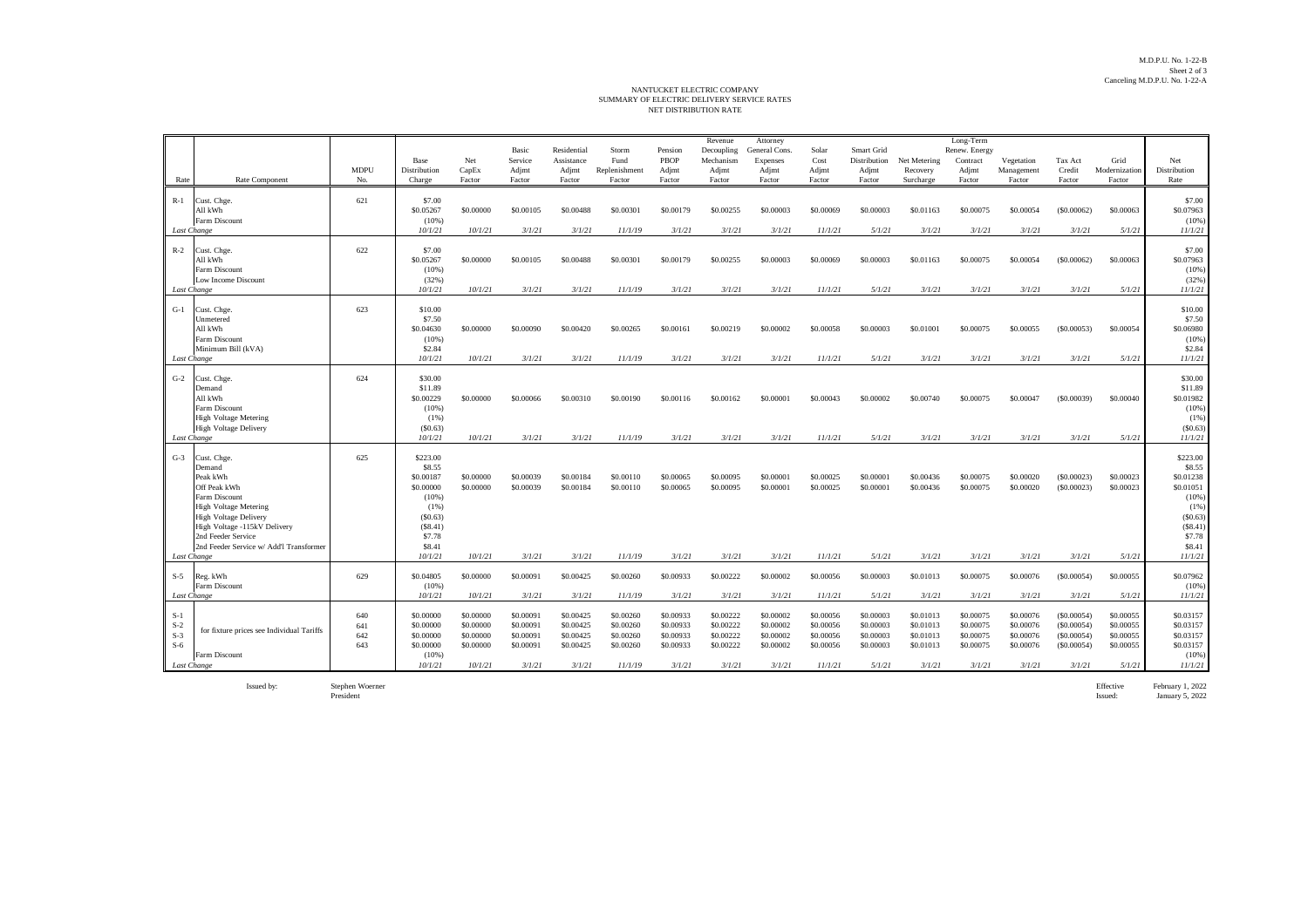M.D.P.U. No. 1-22-B
Sheet 2 of 3
Canceling M.D.P.U. No. 1-22-A

# NANTUCKET ELECTRIC COMPANY
## SUMMARY OF ELECTRIC DELIVERY SERVICE RATES
## NET DISTRIBUTION RATE

| Rate | Rate Component | MDPU No. | Base Distribution Charge | Net CapEx Factor | Basic Service Adjmt Factor | Residential Assistance Adjmt Factor | Storm Fund Replenishment Factor | Pension PBOP Adjmt Factor | Revenue Decoupling Mechanism Adjmt Factor | Attorney General Cons. Expenses Adjmt Factor | Solar Cost Adjmt Factor | Smart Grid Distribution Adjmt Factor | Net Metering Recovery Surcharge | Long-Term Renew. Energy Contract Adjmt Factor | Vegetation Management Factor | Tax Act Credit Factor | Grid Modernization Factor | Net Distribution Rate |
|---|---|---|---|---|---|---|---|---|---|---|---|---|---|---|---|---|---|---|
| R-1 | Cust. Chge. | 621 | $7.00 | | | | | | | | | | | | | | | $7.00 |
| | All kWh | | $0.05267 | $0.00000 | $0.00105 | $0.00488 | $0.00301 | $0.00179 | $0.00255 | $0.00003 | $0.00069 | $0.00003 | $0.01163 | $0.00075 | $0.00054 | ($0.00062) | $0.00063 | $0.07963 |
| | Farm Discount | | (10%) | | | | | | | | | | | | | | | (10%) |
| *Last Change* | | | *10/1/21* | *10/1/21* | *3/1/21* | *3/1/21* | *11/1/19* | *3/1/21* | *3/1/21* | *3/1/21* | *11/1/21* | *5/1/21* | *3/1/21* | *3/1/21* | *3/1/21* | *3/1/21* | *5/1/21* | *11/1/21* |
| R-2 | Cust. Chge. | 622 | $7.00 | | | | | | | | | | | | | | | $7.00 |
| | All kWh | | $0.05267 | $0.00000 | $0.00105 | $0.00488 | $0.00301 | $0.00179 | $0.00255 | $0.00003 | $0.00069 | $0.00003 | $0.01163 | $0.00075 | $0.00054 | ($0.00062) | $0.00063 | $0.07963 |
| | Farm Discount | | (10%) | | | | | | | | | | | | | | | (10%) |
| | Low Income Discount | | (32%) | | | | | | | | | | | | | | | (32%) |
| *Last Change* | | | *10/1/21* | *10/1/21* | *3/1/21* | *3/1/21* | *11/1/19* | *3/1/21* | *3/1/21* | *3/1/21* | *11/1/21* | *5/1/21* | *3/1/21* | *3/1/21* | *3/1/21* | *3/1/21* | *5/1/21* | *11/1/21* |
| G-1 | Cust. Chge. | 623 | $10.00 | | | | | | | | | | | | | | | $10.00 |
| | Unmetered | | $7.50 | | | | | | | | | | | | | | | $7.50 |
| | All kWh | | $0.04630 | $0.00000 | $0.00090 | $0.00420 | $0.00265 | $0.00161 | $0.00219 | $0.00002 | $0.00058 | $0.00003 | $0.01001 | $0.00075 | $0.00055 | ($0.00053) | $0.00054 | $0.06980 |
| | Farm Discount | | (10%) | | | | | | | | | | | | | | | (10%) |
| | Minimum Bill (kVA) | | $2.84 | | | | | | | | | | | | | | | $2.84 |
| *Last Change* | | | *10/1/21* | *10/1/21* | *3/1/21* | *3/1/21* | *11/1/19* | *3/1/21* | *3/1/21* | *3/1/21* | *11/1/21* | *5/1/21* | *3/1/21* | *3/1/21* | *3/1/21* | *3/1/21* | *5/1/21* | *11/1/21* |
| G-2 | Cust. Chge. | 624 | $30.00 | | | | | | | | | | | | | | | $30.00 |
| | Demand | | $11.89 | | | | | | | | | | | | | | | $11.89 |
| | All kWh | | $0.00229 | $0.00000 | $0.00066 | $0.00310 | $0.00190 | $0.00116 | $0.00162 | $0.00001 | $0.00043 | $0.00002 | $0.00740 | $0.00075 | $0.00047 | ($0.00039) | $0.00040 | $0.01982 |
| | Farm Discount | | (10%) | | | | | | | | | | | | | | | (10%) |
| | High Voltage Metering | | (1%) | | | | | | | | | | | | | | | (1%) |
| | High Voltage Delivery | | ($0.63) | | | | | | | | | | | | | | | ($0.63) |
| *Last Change* | | | *10/1/21* | *10/1/21* | *3/1/21* | *3/1/21* | *11/1/19* | *3/1/21* | *3/1/21* | *3/1/21* | *11/1/21* | *5/1/21* | *3/1/21* | *3/1/21* | *3/1/21* | *3/1/21* | *5/1/21* | *11/1/21* |
| G-3 | Cust. Chge. | 625 | $223.00 | | | | | | | | | | | | | | | $223.00 |
| | Demand | | $8.55 | | | | | | | | | | | | | | | $8.55 |
| | Peak kWh | | $0.00187 | $0.00000 | $0.00039 | $0.00184 | $0.00110 | $0.00065 | $0.00095 | $0.00001 | $0.00025 | $0.00001 | $0.00436 | $0.00075 | $0.00020 | ($0.00023) | $0.00023 | $0.01238 |
| | Off Peak kWh | | $0.00000 | $0.00000 | $0.00039 | $0.00184 | $0.00110 | $0.00065 | $0.00095 | $0.00001 | $0.00025 | $0.00001 | $0.00436 | $0.00075 | $0.00020 | ($0.00023) | $0.00023 | $0.01051 |
| | Farm Discount | | (10%) | | | | | | | | | | | | | | | (10%) |
| | High Voltage Metering | | (1%) | | | | | | | | | | | | | | | (1%) |
| | High Voltage Delivery | | ($0.63) | | | | | | | | | | | | | | | ($0.63) |
| | High Voltage -115kV Delivery | | ($8.41) | | | | | | | | | | | | | | | ($8.41) |
| | 2nd Feeder Service | | $7.78 | | | | | | | | | | | | | | | $7.78 |
| | 2nd Feeder Service w/ Add'l Transformer | | $8.41 | | | | | | | | | | | | | | | $8.41 |
| *Last Change* | | | *10/1/21* | *10/1/21* | *3/1/21* | *3/1/21* | *11/1/19* | *3/1/21* | *3/1/21* | *3/1/21* | *11/1/21* | *5/1/21* | *3/1/21* | *3/1/21* | *3/1/21* | *3/1/21* | *5/1/21* | *11/1/21* |
| S-5 | Reg. kWh | 629 | $0.04805 | $0.00000 | $0.00091 | $0.00425 | $0.00260 | $0.00933 | $0.00222 | $0.00002 | $0.00056 | $0.00003 | $0.01013 | $0.00075 | $0.00076 | ($0.00054) | $0.00055 | $0.07962 |
| | Farm Discount | | (10%) | | | | | | | | | | | | | | | (10%) |
| *Last Change* | | | *10/1/21* | *10/1/21* | *3/1/21* | *3/1/21* | *11/1/19* | *3/1/21* | *3/1/21* | *3/1/21* | *11/1/21* | *5/1/21* | *3/1/21* | *3/1/21* | *3/1/21* | *3/1/21* | *5/1/21* | *11/1/21* |
| S-1 | for fixture prices see Individual Tariffs | 640 | $0.00000 | $0.00000 | $0.00091 | $0.00425 | $0.00260 | $0.00933 | $0.00222 | $0.00002 | $0.00056 | $0.00003 | $0.01013 | $0.00075 | $0.00076 | ($0.00054) | $0.00055 | $0.03157 |
| S-2 | | 641 | $0.00000 | $0.00000 | $0.00091 | $0.00425 | $0.00260 | $0.00933 | $0.00222 | $0.00002 | $0.00056 | $0.00003 | $0.01013 | $0.00075 | $0.00076 | ($0.00054) | $0.00055 | $0.03157 |
| S-3 | | 642 | $0.00000 | $0.00000 | $0.00091 | $0.00425 | $0.00260 | $0.00933 | $0.00222 | $0.00002 | $0.00056 | $0.00003 | $0.01013 | $0.00075 | $0.00076 | ($0.00054) | $0.00055 | $0.03157 |
| S-6 | | 643 | $0.00000 | $0.00000 | $0.00091 | $0.00425 | $0.00260 | $0.00933 | $0.00222 | $0.00002 | $0.00056 | $0.00003 | $0.01013 | $0.00075 | $0.00076 | ($0.00054) | $0.00055 | $0.03157 |
| | Farm Discount | | (10%) | | | | | | | | | | | | | | | (10%) |
| *Last Change* | | | *10/1/21* | *10/1/21* | *3/1/21* | *3/1/21* | *11/1/19* | *3/1/21* | *3/1/21* | *3/1/21* | *11/1/21* | *5/1/21* | *3/1/21* | *3/1/21* | *3/1/21* | *3/1/21* | *5/1/21* | *11/1/21* |

Issued by: Stephen Woerner
President

Effective: February 1, 2022
Issued: January 5, 2022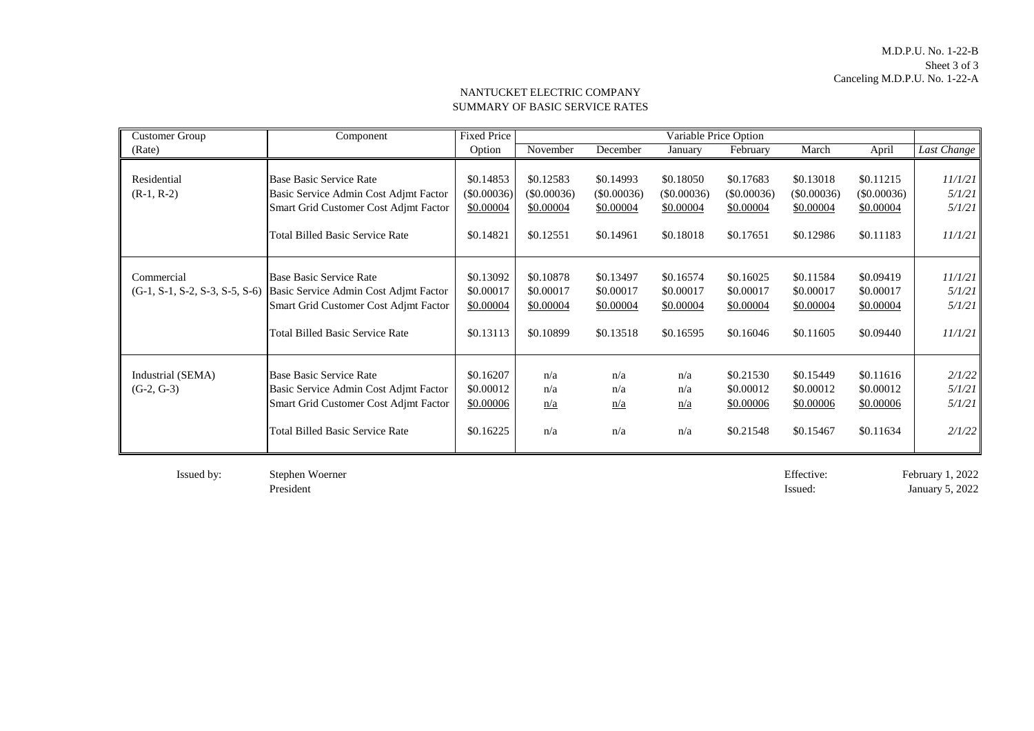M.D.P.U. No. 1-22-B
Sheet 3 of 3
Canceling M.D.P.U. No. 1-22-A

NANTUCKET ELECTRIC COMPANY
SUMMARY OF BASIC SERVICE RATES

| Customer Group | Component | Fixed Price | Variable Price Option | | | | | | |
|---|---|---|---|---|---|---|---|---|---|
| (Rate) | | Option | November | December | January | February | March | April | *Last Change* |
| Residential | Base Basic Service Rate | \$0.14853 | \$0.12583 | \$0.14993 | \$0.18050 | \$0.17683 | \$0.13018 | \$0.11215 | *11/1/21* |
| (R-1, R-2) | Basic Service Admin Cost Adjmt Factor | (\$0.00036) | (\$0.00036) | (\$0.00036) | (\$0.00036) | (\$0.00036) | (\$0.00036) | (\$0.00036) | *5/1/21* |
| | Smart Grid Customer Cost Adjmt Factor | \$0.00004 | \$0.00004 | \$0.00004 | \$0.00004 | \$0.00004 | \$0.00004 | \$0.00004 | *5/1/21* |
| | Total Billed Basic Service Rate | \$0.14821 | \$0.12551 | \$0.14961 | \$0.18018 | \$0.17651 | \$0.12986 | \$0.11183 | *11/1/21* |
| Commercial | Base Basic Service Rate | \$0.13092 | \$0.10878 | \$0.13497 | \$0.16574 | \$0.16025 | \$0.11584 | \$0.09419 | *11/1/21* |
| (G-1, S-1, S-2, S-3, S-5, S-6) | Basic Service Admin Cost Adjmt Factor | \$0.00017 | \$0.00017 | \$0.00017 | \$0.00017 | \$0.00017 | \$0.00017 | \$0.00017 | *5/1/21* |
| | Smart Grid Customer Cost Adjmt Factor | \$0.00004 | \$0.00004 | \$0.00004 | \$0.00004 | \$0.00004 | \$0.00004 | \$0.00004 | *5/1/21* |
| | Total Billed Basic Service Rate | \$0.13113 | \$0.10899 | \$0.13518 | \$0.16595 | \$0.16046 | \$0.11605 | \$0.09440 | *11/1/21* |
| Industrial (SEMA) | Base Basic Service Rate | \$0.16207 | n/a | n/a | n/a | \$0.21530 | \$0.15449 | \$0.11616 | *2/1/22* |
| (G-2, G-3) | Basic Service Admin Cost Adjmt Factor | \$0.00012 | n/a | n/a | n/a | \$0.00012 | \$0.00012 | \$0.00012 | *5/1/21* |
| | Smart Grid Customer Cost Adjmt Factor | \$0.00006 | n/a | n/a | n/a | \$0.00006 | \$0.00006 | \$0.00006 | *5/1/21* |
| | Total Billed Basic Service Rate | \$0.16225 | n/a | n/a | n/a | \$0.21548 | \$0.15467 | \$0.11634 | *2/1/22* |

Issued by: Stephen Woerner
President

Effective: February 1, 2022
Issued: January 5, 2022